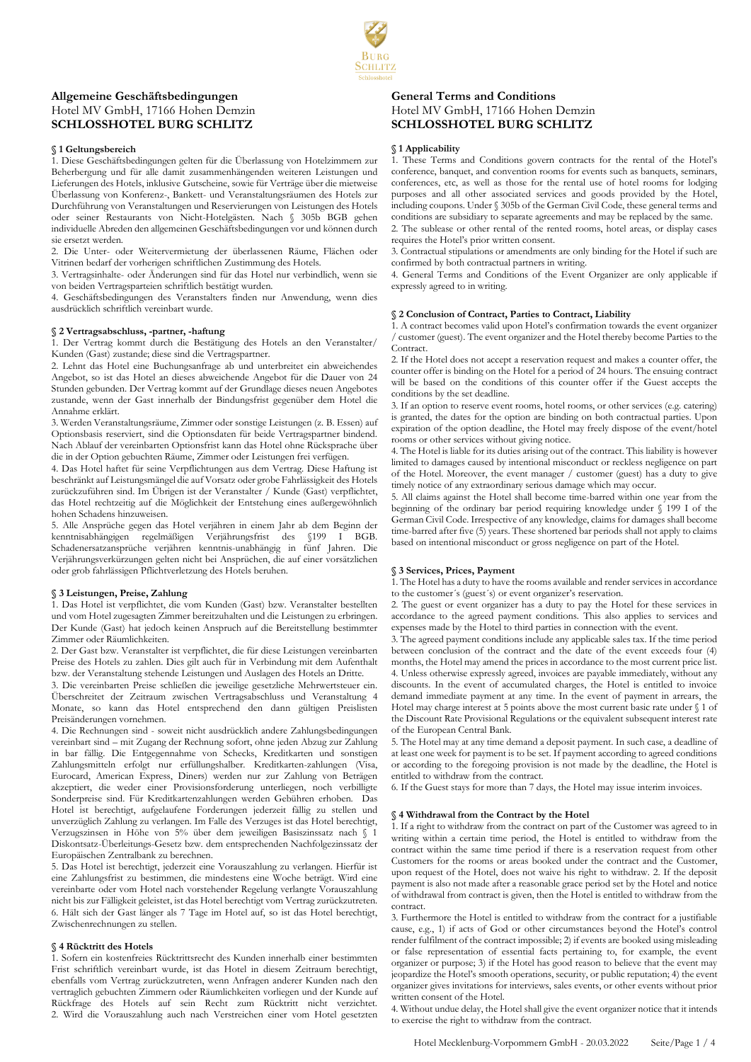## Allgemeine Geschäftsbedingungen
Hotel MV GmbH, 17166 Hohen Demzin
**SCHLOSSHOTEL BURG SCHLITZ**

### § 1 Geltungsbereich

1. Diese Geschäftsbedingungen gelten für die Überlassung von Hotelzimmern zur Beherbergung und für alle damit zusammenhängenden weiteren Leistungen und Lieferungen des Hotels, inklusive Gutscheine, sowie für Verträge über die mietweise Überlassung von Konferenz-, Bankett- und Veranstaltungsräumen des Hotels zur Durchführung von Veranstaltungen und Reservierungen von Leistungen des Hotels oder seiner Restaurants von Nicht-Hotelgästen. Nach § 305b BGB gehen individuelle Abreden den allgemeinen Geschäftsbedingungen vor und können durch sie ersetzt werden.
2. Die Unter- oder Weitervermietung der überlassenen Räume, Flächen oder Vitrinen bedarf der vorherigen schriftlichen Zustimmung des Hotels.
3. Vertragsinhalte- oder Änderungen sind für das Hotel nur verbindlich, wenn sie von beiden Vertragsparteien schriftlich bestätigt wurden.
4. Geschäftsbedingungen des Veranstalters finden nur Anwendung, wenn dies ausdrücklich schriftlich vereinbart wurde.

### § 2 Vertragsabschluss, -partner, -haftung

1. Der Vertrag kommt durch die Bestätigung des Hotels an den Veranstalter/ Kunden (Gast) zustande; diese sind die Vertragspartner.
2. Lehnt das Hotel eine Buchungsanfrage ab und unterbreitet ein abweichendes Angebot, so ist das Hotel an dieses abweichende Angebot für die Dauer von 24 Stunden gebunden. Der Vertrag kommt auf der Grundlage dieses neuen Angebotes zustande, wenn der Gast innerhalb der Bindungsfrist gegenüber dem Hotel die Annahme erklärt.
3. Werden Veranstaltungsräume, Zimmer oder sonstige Leistungen (z. B. Essen) auf Optionsbasis reserviert, sind die Optionsdaten für beide Vertragspartner bindend. Nach Ablauf der vereinbarten Optionsfrist kann das Hotel ohne Rücksprache über die in der Option gebuchten Räume, Zimmer oder Leistungen frei verfügen.
4. Das Hotel haftet für seine Verpflichtungen aus dem Vertrag. Diese Haftung ist beschränkt auf Leistungsmängel die auf Vorsatz oder grobe Fahrlässigkeit des Hotels zurückzuführen sind. Im Übrigen ist der Veranstalter / Kunde (Gast) verpflichtet, das Hotel rechtzeitig auf die Möglichkeit der Entstehung eines außergewöhnlich hohen Schadens hinzuweisen.
5. Alle Ansprüche gegen das Hotel verjähren in einem Jahr ab dem Beginn der kenntnisabhängigen regelmäßigen Verjährungsfrist des §199 I BGB. Schadenersatzansprüche verjähren kenntnis-unabhängig in fünf Jahren. Die Verjährungsverkürzungen gelten nicht bei Ansprüchen, die auf einer vorsätzlichen oder grob fahrlässigen Pflichtverletzung des Hotels beruhen.

### § 3 Leistungen, Preise, Zahlung

1. Das Hotel ist verpflichtet, die vom Kunden (Gast) bzw. Veranstalter bestellten und vom Hotel zugesagten Zimmer bereitzuhalten und die Leistungen zu erbringen. Der Kunde (Gast) hat jedoch keinen Anspruch auf die Bereitstellung bestimmter Zimmer oder Räumlichkeiten.
2. Der Gast bzw. Veranstalter ist verpflichtet, die für diese Leistungen vereinbarten Preise des Hotels zu zahlen. Dies gilt auch für in Verbindung mit dem Aufenthalt bzw. der Veranstaltung stehende Leistungen und Auslagen des Hotels an Dritte.
3. Die vereinbarten Preise schließen die jeweilige gesetzliche Mehrwertsteuer ein. Überschreitet der Zeitraum zwischen Vertragsabschluss und Veranstaltung 4 Monate, so kann das Hotel entsprechend den dann gültigen Preislisten Preisänderungen vornehmen.
4. Die Rechnungen sind - soweit nicht ausdrücklich andere Zahlungsbedingungen vereinbart sind – mit Zugang der Rechnung sofort, ohne jeden Abzug zur Zahlung in bar fällig. Die Entgegennahme von Schecks, Kreditkarten und sonstigen Zahlungsmitteln erfolgt nur erfüllungshalber. Kreditkarten-zahlungen (Visa, Eurocard, American Express, Diners) werden nur zur Zahlung von Beträgen akzeptiert, die weder einer Provisionsforderung unterliegen, noch verbilligte Sonderpreise sind. Für Kreditkartenzahlungen werden Gebühren erhoben. Das Hotel ist berechtigt, aufgelaufene Forderungen jederzeit fällig zu stellen und unverzüglich Zahlung zu verlangen. Im Falle des Verzuges ist das Hotel berechtigt, Verzugszinsen in Höhe von 5% über dem jeweiligen Basiszinssatz nach § 1 Diskontsatz-Überleitungs-Gesetz bzw. dem entsprechenden Nachfolgezinssatz der Europäischen Zentralbank zu berechnen.
5. Das Hotel ist berechtigt, jederzeit eine Vorauszahlung zu verlangen. Hierfür ist eine Zahlungsfrist zu bestimmen, die mindestens eine Woche beträgt. Wird eine vereinbarte oder vom Hotel nach vorstehender Regelung verlangte Vorauszahlung nicht bis zur Fälligkeit geleistet, ist das Hotel berechtigt vom Vertrag zurückzutreten.
6. Hält sich der Gast länger als 7 Tage im Hotel auf, so ist das Hotel berechtigt, Zwischenrechnungen zu stellen.

### § 4 Rücktritt des Hotels

1. Sofern ein kostenfreies Rücktrittsrecht des Kunden innerhalb einer bestimmten Frist schriftlich vereinbart wurde, ist das Hotel in diesem Zeitraum berechtigt, ebenfalls vom Vertrag zurückzutreten, wenn Anfragen anderer Kunden nach den vertraglich gebuchten Zimmern oder Räumlichkeiten vorliegen und der Kunde auf Rückfrage des Hotels auf sein Recht zum Rücktritt nicht verzichtet. 2. Wird die Vorauszahlung auch nach Verstreichen einer vom Hotel gesetzten

## General Terms and Conditions
Hotel MV GmbH, 17166 Hohen Demzin
**SCHLOSSHOTEL BURG SCHLITZ**

### § 1 Applicability

1. These Terms and Conditions govern contracts for the rental of the Hotel's conference, banquet, and convention rooms for events such as banquets, seminars, conferences, etc, as well as those for the rental use of hotel rooms for lodging purposes and all other associated services and goods provided by the Hotel, including coupons. Under § 305b of the German Civil Code, these general terms and conditions are subsidiary to separate agreements and may be replaced by the same.
2. The sublease or other rental of the rented rooms, hotel areas, or display cases requires the Hotel's prior written consent.
3. Contractual stipulations or amendments are only binding for the Hotel if such are confirmed by both contractual partners in writing.
4. General Terms and Conditions of the Event Organizer are only applicable if expressly agreed to in writing.

### § 2 Conclusion of Contract, Parties to Contract, Liability

1. A contract becomes valid upon Hotel's confirmation towards the event organizer / customer (guest). The event organizer and the Hotel thereby become Parties to the Contract.
2. If the Hotel does not accept a reservation request and makes a counter offer, the counter offer is binding on the Hotel for a period of 24 hours. The ensuing contract will be based on the conditions of this counter offer if the Guest accepts the conditions by the set deadline.
3. If an option to reserve event rooms, hotel rooms, or other services (e.g. catering) is granted, the dates for the option are binding on both contractual parties. Upon expiration of the option deadline, the Hotel may freely dispose of the event/hotel rooms or other services without giving notice.
4. The Hotel is liable for its duties arising out of the contract. This liability is however limited to damages caused by intentional misconduct or reckless negligence on part of the Hotel. Moreover, the event manager / customer (guest) has a duty to give timely notice of any extraordinary serious damage which may occur.
5. All claims against the Hotel shall become time-barred within one year from the beginning of the ordinary bar period requiring knowledge under § 199 I of the German Civil Code. Irrespective of any knowledge, claims for damages shall become time-barred after five (5) years. These shortened bar periods shall not apply to claims based on intentional misconduct or gross negligence on part of the Hotel.

### § 3 Services, Prices, Payment

1. The Hotel has a duty to have the rooms available and render services in accordance to the customer´s (guest´s) or event organizer's reservation.
2. The guest or event organizer has a duty to pay the Hotel for these services in accordance to the agreed payment conditions. This also applies to services and expenses made by the Hotel to third parties in connection with the event.
3. The agreed payment conditions include any applicable sales tax. If the time period between conclusion of the contract and the date of the event exceeds four (4) months, the Hotel may amend the prices in accordance to the most current price list.
4. Unless otherwise expressly agreed, invoices are payable immediately, without any discounts. In the event of accumulated charges, the Hotel is entitled to invoice demand immediate payment at any time. In the event of payment in arrears, the Hotel may charge interest at 5 points above the most current basic rate under § 1 of the Discount Rate Provisional Regulations or the equivalent subsequent interest rate of the European Central Bank.
5. The Hotel may at any time demand a deposit payment. In such case, a deadline of at least one week for payment is to be set. If payment according to agreed conditions or according to the foregoing provision is not made by the deadline, the Hotel is entitled to withdraw from the contract.
6. If the Guest stays for more than 7 days, the Hotel may issue interim invoices.

### § 4 Withdrawal from the Contract by the Hotel

1. If a right to withdraw from the contract on part of the Customer was agreed to in writing within a certain time period, the Hotel is entitled to withdraw from the contract within the same time period if there is a reservation request from other Customers for the rooms or areas booked under the contract and the Customer, upon request of the Hotel, does not waive his right to withdraw. 2. If the deposit payment is also not made after a reasonable grace period set by the Hotel and notice of withdrawal from contract is given, then the Hotel is entitled to withdraw from the contract.
3. Furthermore the Hotel is entitled to withdraw from the contract for a justifiable cause, e.g., 1) if acts of God or other circumstances beyond the Hotel's control render fulfilment of the contract impossible; 2) if events are booked using misleading or false representation of essential facts pertaining to, for example, the event organizer or purpose; 3) if the Hotel has good reason to believe that the event may jeopardize the Hotel's smooth operations, security, or public reputation; 4) the event organizer gives invitations for interviews, sales events, or other events without prior written consent of the Hotel.
4. Without undue delay, the Hotel shall give the event organizer notice that it intends to exercise the right to withdraw from the contract.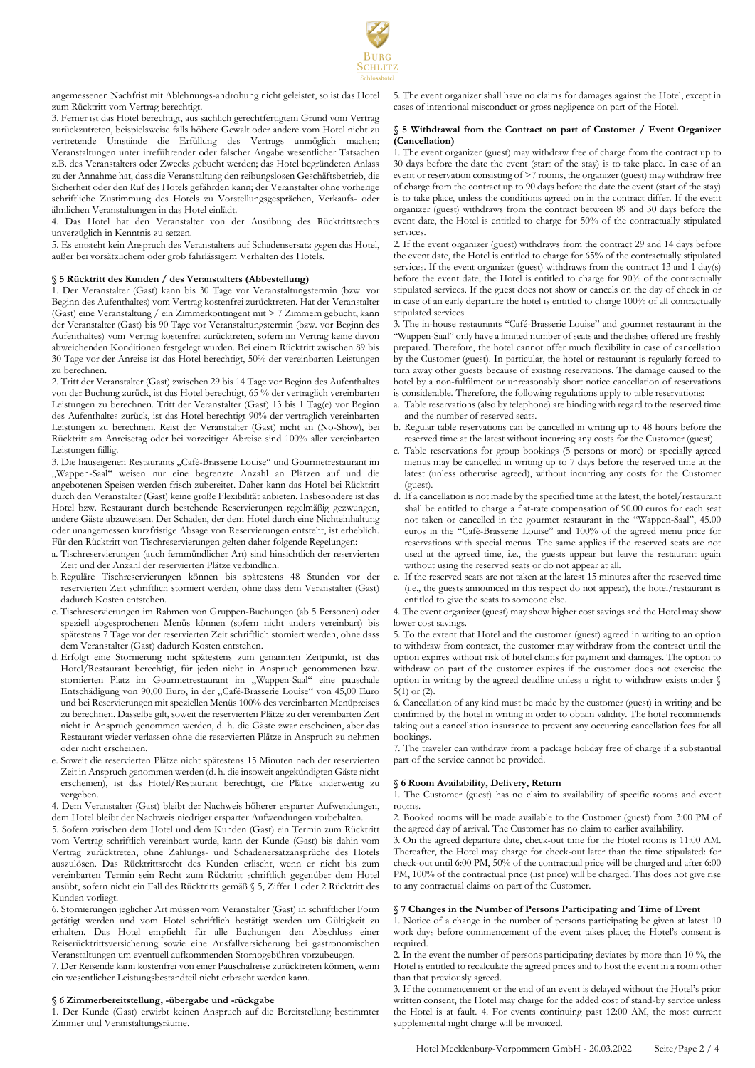angemessenen Nachfrist mit Ablehnungs-androhung nicht geleistet, so ist das Hotel zum Rücktritt vom Vertrag berechtigt.

3. Ferner ist das Hotel berechtigt, aus sachlich gerechtfertigtem Grund vom Vertrag zurückzutreten, beispielsweise falls höhere Gewalt oder andere vom Hotel nicht zu vertretende Umstände die Erfüllung des Vertrags unmöglich machen; Veranstaltungen unter irreführender oder falscher Angabe wesentlicher Tatsachen z.B. des Veranstalters oder Zwecks gebucht werden; das Hotel begründeten Anlass zu der Annahme hat, dass die Veranstaltung den reibungslosen Geschäftsbetrieb, die Sicherheit oder den Ruf des Hotels gefährden kann; der Veranstalter ohne vorherige schriftliche Zustimmung des Hotels zu Vorstellungsgesprächen, Verkaufs- oder ähnlichen Veranstaltungen in das Hotel einlädt.

4. Das Hotel hat den Veranstalter von der Ausübung des Rücktrittsrechts unverzüglich in Kenntnis zu setzen.

5. Es entsteht kein Anspruch des Veranstalters auf Schadensersatz gegen das Hotel, außer bei vorsätzlichem oder grob fahrlässigem Verhalten des Hotels.

### § 5 Rücktritt des Kunden / des Veranstalters (Abbestellung)

1. Der Veranstalter (Gast) kann bis 30 Tage vor Veranstaltungstermin (bzw. vor Beginn des Aufenthaltes) vom Vertrag kostenfrei zurücktreten. Hat der Veranstalter (Gast) eine Veranstaltung / ein Zimmerkontingent mit > 7 Zimmern gebucht, kann der Veranstalter (Gast) bis 90 Tage vor Veranstaltungstermin (bzw. vor Beginn des Aufenthaltes) vom Vertrag kostenfrei zurücktreten, sofern im Vertrag keine davon abweichenden Konditionen festgelegt wurden. Bei einem Rücktritt zwischen 89 bis 30 Tage vor der Anreise ist das Hotel berechtigt, 50% der vereinbarten Leistungen zu berechnen.

2. Tritt der Veranstalter (Gast) zwischen 29 bis 14 Tage vor Beginn des Aufenthaltes von der Buchung zurück, ist das Hotel berechtigt, 65 % der vertraglich vereinbarten Leistungen zu berechnen. Tritt der Veranstalter (Gast) 13 bis 1 Tag(e) vor Beginn des Aufenthaltes zurück, ist das Hotel berechtigt 90% der vertraglich vereinbarten Leistungen zu berechnen. Reist der Veranstalter (Gast) nicht an (No-Show), bei Rücktritt am Anreisetag oder bei vorzeitiger Abreise sind 100% aller vereinbarten Leistungen fällig.

3. Die hauseigenen Restaurants „Café-Brasserie Louise" und Gourmetrestaurant im „Wappen-Saal" weisen nur eine begrenzte Anzahl an Plätzen auf und die angebotenen Speisen werden frisch zubereitet. Daher kann das Hotel bei Rücktritt durch den Veranstalter (Gast) keine große Flexibilität anbieten. Insbesondere ist das Hotel bzw. Restaurant durch bestehende Reservierungen regelmäßig gezwungen, andere Gäste abzuweisen. Der Schaden, der dem Hotel durch eine Nichteinhaltung oder unangemessen kurzfristige Absage von Reservierungen entsteht, ist erheblich. Für den Rücktritt von Tischreservierungen gelten daher folgende Regelungen:

a. Tischreservierungen (auch fernmündlicher Art) sind hinsichtlich der reservierten Zeit und der Anzahl der reservierten Plätze verbindlich.

b. Reguläre Tischreservierungen können bis spätestens 48 Stunden vor der reservierten Zeit schriftlich storniert werden, ohne dass dem Veranstalter (Gast) dadurch Kosten entstehen.

c. Tischreservierungen im Rahmen von Gruppen-Buchungen (ab 5 Personen) oder speziell abgesprochenen Menüs können (sofern nicht anders vereinbart) bis spätestens 7 Tage vor der reservierten Zeit schriftlich storniert werden, ohne dass dem Veranstalter (Gast) dadurch Kosten entstehen.

d. Erfolgt eine Stornierung nicht spätestens zum genannten Zeitpunkt, ist das Hotel/Restaurant berechtigt, für jeden nicht in Anspruch genommenen bzw. stornierten Platz im Gourmetrestaurant im „Wappen-Saal" eine pauschale Entschädigung von 90,00 Euro, in der „Café-Brasserie Louise" von 45,00 Euro und bei Reservierungen mit speziellen Menüs 100% des vereinbarten Menüpreises zu berechnen. Dasselbe gilt, soweit die reservierten Plätze zu der vereinbarten Zeit nicht in Anspruch genommen werden, d. h. die Gäste zwar erscheinen, aber das Restaurant wieder verlassen ohne die reservierten Plätze in Anspruch zu nehmen oder nicht erscheinen.

e. Soweit die reservierten Plätze nicht spätestens 15 Minuten nach der reservierten Zeit in Anspruch genommen werden (d. h. die insoweit angekündigten Gäste nicht erscheinen), ist das Hotel/Restaurant berechtigt, die Plätze anderweitig zu vergeben.

4. Dem Veranstalter (Gast) bleibt der Nachweis höherer ersparter Aufwendungen, dem Hotel bleibt der Nachweis niedriger ersparter Aufwendungen vorbehalten.

5. Sofern zwischen dem Hotel und dem Kunden (Gast) ein Termin zum Rücktritt vom Vertrag schriftlich vereinbart wurde, kann der Kunde (Gast) bis dahin vom Vertrag zurücktreten, ohne Zahlungs- und Schadenersatzansprüche des Hotels auszulösen. Das Rücktrittsrecht des Kunden erlischt, wenn er nicht bis zum vereinbarten Termin sein Recht zum Rücktritt schriftlich gegenüber dem Hotel ausübt, sofern nicht ein Fall des Rücktritts gemäß § 5, Ziffer 1 oder 2 Rücktritt des Kunden vorliegt.

6. Stornierungen jeglicher Art müssen vom Veranstalter (Gast) in schriftlicher Form getätigt werden und vom Hotel schriftlich bestätigt werden um Gültigkeit zu erhalten. Das Hotel empfiehlt für alle Buchungen den Abschluss einer Reiserücktrittsversicherung sowie eine Ausfallversicherung bei gastronomischen Veranstaltungen um eventuell aufkommenden Stornogebühren vorzubeugen.

7. Der Reisende kann kostenfrei von einer Pauschalreise zurücktreten können, wenn ein wesentlicher Leistungsbestandteil nicht erbracht werden kann.

### § 6 Zimmerbereitstellung, -übergabe und -rückgabe

1. Der Kunde (Gast) erwirbt keinen Anspruch auf die Bereitstellung bestimmter Zimmer und Veranstaltungsräume.

5. The event organizer shall have no claims for damages against the Hotel, except in cases of intentional misconduct or gross negligence on part of the Hotel.

### § 5 Withdrawal from the Contract on part of Customer / Event Organizer (Cancellation)

1. The event organizer (guest) may withdraw free of charge from the contract up to 30 days before the date the event (start of the stay) is to take place. In case of an event or reservation consisting of >7 rooms, the organizer (guest) may withdraw free of charge from the contract up to 90 days before the date the event (start of the stay) is to take place, unless the conditions agreed on in the contract differ. If the event organizer (guest) withdraws from the contract between 89 and 30 days before the event date, the Hotel is entitled to charge for 50% of the contractually stipulated services.

2. If the event organizer (guest) withdraws from the contract 29 and 14 days before the event date, the Hotel is entitled to charge for 65% of the contractually stipulated services. If the event organizer (guest) withdraws from the contract 13 and 1 day(s) before the event date, the Hotel is entitled to charge for 90% of the contractually stipulated services. If the guest does not show or cancels on the day of check in or in case of an early departure the hotel is entitled to charge 100% of all contractually stipulated services

3. The in-house restaurants "Café-Brasserie Louise" and gourmet restaurant in the "Wappen-Saal" only have a limited number of seats and the dishes offered are freshly prepared. Therefore, the hotel cannot offer much flexibility in case of cancellation by the Customer (guest). In particular, the hotel or restaurant is regularly forced to turn away other guests because of existing reservations. The damage caused to the hotel by a non-fulfilment or unreasonably short notice cancellation of reservations is considerable. Therefore, the following regulations apply to table reservations:

a. Table reservations (also by telephone) are binding with regard to the reserved time and the number of reserved seats.

b. Regular table reservations can be cancelled in writing up to 48 hours before the reserved time at the latest without incurring any costs for the Customer (guest).

c. Table reservations for group bookings (5 persons or more) or specially agreed menus may be cancelled in writing up to 7 days before the reserved time at the latest (unless otherwise agreed), without incurring any costs for the Customer (guest).

d. If a cancellation is not made by the specified time at the latest, the hotel/restaurant shall be entitled to charge a flat-rate compensation of 90.00 euros for each seat not taken or cancelled in the gourmet restaurant in the "Wappen-Saal", 45.00 euros in the "Café-Brasserie Louise" and 100% of the agreed menu price for reservations with special menus. The same applies if the reserved seats are not used at the agreed time, i.e., the guests appear but leave the restaurant again without using the reserved seats or do not appear at all.

e. If the reserved seats are not taken at the latest 15 minutes after the reserved time (i.e., the guests announced in this respect do not appear), the hotel/restaurant is entitled to give the seats to someone else.

4. The event organizer (guest) may show higher cost savings and the Hotel may show lower cost savings.

5. To the extent that Hotel and the customer (guest) agreed in writing to an option to withdraw from contract, the customer may withdraw from the contract until the option expires without risk of hotel claims for payment and damages. The option to withdraw on part of the customer expires if the customer does not exercise the option in writing by the agreed deadline unless a right to withdraw exists under § 5(1) or (2).

6. Cancellation of any kind must be made by the customer (guest) in writing and be confirmed by the hotel in writing in order to obtain validity. The hotel recommends taking out a cancellation insurance to prevent any occurring cancellation fees for all bookings.

7. The traveler can withdraw from a package holiday free of charge if a substantial part of the service cannot be provided.

### § 6 Room Availability, Delivery, Return

1. The Customer (guest) has no claim to availability of specific rooms and event rooms.

2. Booked rooms will be made available to the Customer (guest) from 3:00 PM of the agreed day of arrival. The Customer has no claim to earlier availability.

3. On the agreed departure date, check-out time for the Hotel rooms is 11:00 AM. Thereafter, the Hotel may charge for check-out later than the time stipulated: for check-out until 6:00 PM, 50% of the contractual price will be charged and after 6:00 PM, 100% of the contractual price (list price) will be charged. This does not give rise to any contractual claims on part of the Customer.

### § 7 Changes in the Number of Persons Participating and Time of Event

1. Notice of a change in the number of persons participating be given at latest 10 work days before commencement of the event takes place; the Hotel's consent is required.

2. In the event the number of persons participating deviates by more than 10 %, the Hotel is entitled to recalculate the agreed prices and to host the event in a room other than that previously agreed.

3. If the commencement or the end of an event is delayed without the Hotel's prior written consent, the Hotel may charge for the added cost of stand-by service unless the Hotel is at fault. 4. For events continuing past 12:00 AM, the most current supplemental night charge will be invoiced.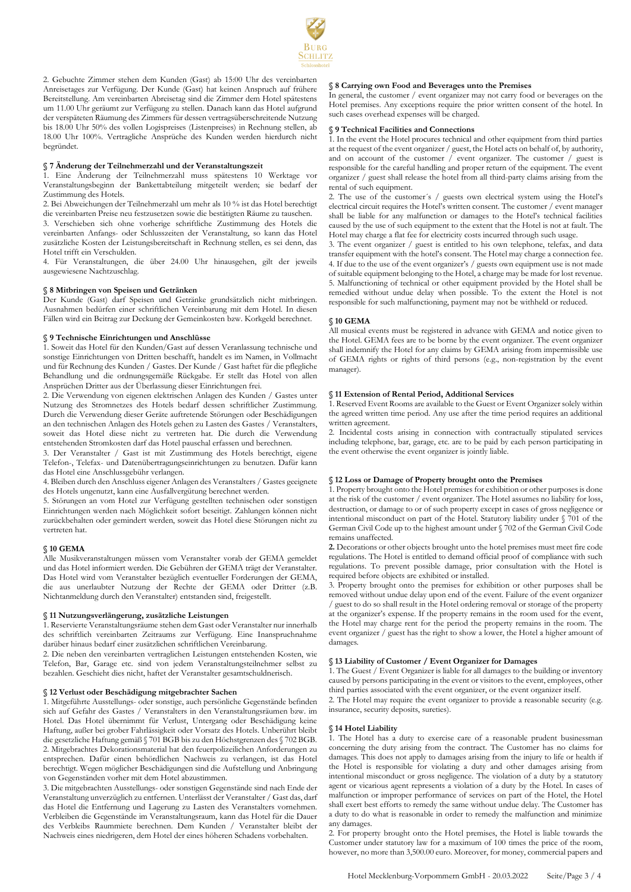2. Gebuchte Zimmer stehen dem Kunden (Gast) ab 15:00 Uhr des vereinbarten Anreisetages zur Verfügung. Der Kunde (Gast) hat keinen Anspruch auf frühere Bereitstellung. Am vereinbarten Abreisetag sind die Zimmer dem Hotel spätestens um 11.00 Uhr geräumt zur Verfügung zu stellen. Danach kann das Hotel aufgrund der verspäteten Räumung des Zimmers für dessen vertragsüberschreitende Nutzung bis 18.00 Uhr 50% des vollen Logispreises (Listenpreises) in Rechnung stellen, ab 18.00 Uhr 100%. Vertragliche Ansprüche des Kunden werden hierdurch nicht begründet.

### § 7 Änderung der Teilnehmerzahl und der Veranstaltungszeit

1. Eine Änderung der Teilnehmerzahl muss spätestens 10 Werktage vor Veranstaltungsbeginn der Bankettabteilung mitgeteilt werden; sie bedarf der Zustimmung des Hotels.
2. Bei Abweichungen der Teilnehmerzahl um mehr als 10 % ist das Hotel berechtigt die vereinbarten Preise neu festzusetzen sowie die bestätigten Räume zu tauschen.
3. Verschieben sich ohne vorherige schriftliche Zustimmung des Hotels die vereinbarten Anfangs- oder Schlusszeiten der Veranstaltung, so kann das Hotel zusätzliche Kosten der Leistungsbereitschaft in Rechnung stellen, es sei denn, das Hotel trifft ein Verschulden.
4. Für Veranstaltungen, die über 24.00 Uhr hinausgehen, gilt der jeweils ausgewiesene Nachtzuschlag.

### § 8 Mitbringen von Speisen und Getränken

Der Kunde (Gast) darf Speisen und Getränke grundsätzlich nicht mitbringen. Ausnahmen bedürfen einer schriftlichen Vereinbarung mit dem Hotel. In diesen Fällen wird ein Beitrag zur Deckung der Gemeinkosten bzw. Korkgeld berechnet.

### § 9 Technische Einrichtungen und Anschlüsse

1. Soweit das Hotel für den Kunden/Gast auf dessen Veranlassung technische und sonstige Einrichtungen von Dritten beschafft, handelt es im Namen, in Vollmacht und für Rechnung des Kunden / Gastes. Der Kunde / Gast haftet für die pflegliche Behandlung und die ordnungsgemäße Rückgabe. Er stellt das Hotel von allen Ansprüchen Dritter aus der Überlassung dieser Einrichtungen frei.
2. Die Verwendung von eigenen elektrischen Anlagen des Kunden / Gastes unter Nutzung des Stromnetzes des Hotels bedarf dessen schriftlicher Zustimmung. Durch die Verwendung dieser Geräte auftretende Störungen oder Beschädigungen an den technischen Anlagen des Hotels gehen zu Lasten des Gastes / Veranstalters, soweit das Hotel diese nicht zu vertreten hat. Die durch die Verwendung entstehenden Stromkosten darf das Hotel pauschal erfassen und berechnen.
3. Der Veranstalter / Gast ist mit Zustimmung des Hotels berechtigt, eigene Telefon-, Telefax- und Datenübertragungseinrichtungen zu benutzen. Dafür kann das Hotel eine Anschlussgebühr verlangen.
4. Bleiben durch den Anschluss eigener Anlagen des Veranstalters / Gastes geeignete des Hotels ungenutzt, kann eine Ausfallvergütung berechnet werden.
5. Störungen an vom Hotel zur Verfügung gestellten technischen oder sonstigen Einrichtungen werden nach Möglichkeit sofort beseitigt. Zahlungen können nicht zurückbehalten oder gemindert werden, soweit das Hotel diese Störungen nicht zu vertreten hat.

### § 10 GEMA

Alle Musikveranstaltungen müssen vom Veranstalter vorab der GEMA gemeldet und das Hotel informiert werden. Die Gebühren der GEMA trägt der Veranstalter. Das Hotel wird vom Veranstalter bezüglich eventueller Forderungen der GEMA, die aus unerlaubter Nutzung der Rechte der GEMA oder Dritter (z.B. Nichtanmeldung durch den Veranstalter) entstanden sind, freigestellt.

### § 11 Nutzungsverlängerung, zusätzliche Leistungen

1. Reservierte Veranstaltungsräume stehen dem Gast oder Veranstalter nur innerhalb des schriftlich vereinbarten Zeitraums zur Verfügung. Eine Inanspruchnahme darüber hinaus bedarf einer zusätzlichen schriftlichen Vereinbarung.
2. Die neben den vereinbarten vertraglichen Leistungen entstehenden Kosten, wie Telefon, Bar, Garage etc. sind von jedem Veranstaltungsteilnehmer selbst zu bezahlen. Geschieht dies nicht, haftet der Veranstalter gesamtschuldnerisch.

### § 12 Verlust oder Beschädigung mitgebrachter Sachen

1. Mitgeführte Ausstellungs- oder sonstige, auch persönliche Gegenstände befinden sich auf Gefahr des Gastes / Veranstalters in den Veranstaltungsräumen bzw. im Hotel. Das Hotel übernimmt für Verlust, Untergang oder Beschädigung keine Haftung, außer bei grober Fahrlässigkeit oder Vorsatz des Hotels. Unberührt bleibt die gesetzliche Haftung gemäß § 701 BGB bis zu den Höchstgrenzen des § 702 BGB.
2. Mitgebrachtes Dekorationsmaterial hat den feuerpolizeilichen Anforderungen zu entsprechen. Dafür einen behördlichen Nachweis zu verlangen, ist das Hotel berechtigt. Wegen möglicher Beschädigungen sind die Aufstellung und Anbringung von Gegenständen vorher mit dem Hotel abzustimmen.
3. Die mitgebrachten Ausstellungs- oder sonstigen Gegenstände sind nach Ende der Veranstaltung unverzüglich zu entfernen. Unterlässt der Veranstalter / Gast das, darf das Hotel die Entfernung und Lagerung zu Lasten des Veranstalters vornehmen. Verbleiben die Gegenstände im Veranstaltungsraum, kann das Hotel für die Dauer des Verbleibs Raummiete berechnen. Dem Kunden / Veranstalter bleibt der Nachweis eines niedrigeren, dem Hotel der eines höheren Schadens vorbehalten.

### § 8 Carrying own Food and Beverages unto the Premises

In general, the customer / event organizer may not carry food or beverages on the Hotel premises. Any exceptions require the prior written consent of the hotel. In such cases overhead expenses will be charged.

### § 9 Technical Facilities and Connections

1. In the event the Hotel procures technical and other equipment from third parties at the request of the event organizer / guest, the Hotel acts on behalf of, by authority, and on account of the customer / event organizer. The customer / guest is responsible for the careful handling and proper return of the equipment. The event organizer / guest shall release the hotel from all third-party claims arising from the rental of such equipment.
2. The use of the customer´s / guests own electrical system using the Hotel's electrical circuit requires the Hotel's written consent. The customer / event manager shall be liable for any malfunction or damages to the Hotel's technical facilities caused by the use of such equipment to the extent that the Hotel is not at fault. The Hotel may charge a flat fee for electricity costs incurred through such usage.
3. The event organizer / guest is entitled to his own telephone, telefax, and data transfer equipment with the hotel's consent. The Hotel may charge a connection fee.
4. If due to the use of the event organizer's / guests own equipment use is not made of suitable equipment belonging to the Hotel, a charge may be made for lost revenue.
5. Malfunctioning of technical or other equipment provided by the Hotel shall be remedied without undue delay when possible. To the extent the Hotel is not responsible for such malfunctioning, payment may not be withheld or reduced.

### § 10 GEMA

All musical events must be registered in advance with GEMA and notice given to the Hotel. GEMA fees are to be borne by the event organizer. The event organizer shall indemnify the Hotel for any claims by GEMA arising from impermissible use of GEMA rights or rights of third persons (e.g., non-registration by the event manager).

### § 11 Extension of Rental Period, Additional Services

1. Reserved Event Rooms are available to the Guest or Event Organizer solely within the agreed written time period. Any use after the time period requires an additional written agreement.
2. Incidental costs arising in connection with contractually stipulated services including telephone, bar, garage, etc. are to be paid by each person participating in the event otherwise the event organizer is jointly liable.

### § 12 Loss or Damage of Property brought onto the Premises

1. Property brought onto the Hotel premises for exhibition or other purposes is done at the risk of the customer / event organizer. The Hotel assumes no liability for loss, destruction, or damage to or of such property except in cases of gross negligence or intentional misconduct on part of the Hotel. Statutory liability under § 701 of the German Civil Code up to the highest amount under § 702 of the German Civil Code remains unaffected.

**2.** Decorations or other objects brought unto the hotel premises must meet fire code regulations. The Hotel is entitled to demand official proof of compliance with such regulations. To prevent possible damage, prior consultation with the Hotel is required before objects are exhibited or installed.

3. Property brought onto the premises for exhibition or other purposes shall be removed without undue delay upon end of the event. Failure of the event organizer / guest to do so shall result in the Hotel ordering removal or storage of the property at the organizer's expense. If the property remains in the room used for the event, the Hotel may charge rent for the period the property remains in the room. The event organizer / guest has the right to show a lower, the Hotel a higher amount of damages.

### § 13 Liability of Customer / Event Organizer for Damages

1. The Guest / Event Organizer is liable for all damages to the building or inventory caused by persons participating in the event or visitors to the event, employees, other third parties associated with the event organizer, or the event organizer itself.
2. The Hotel may require the event organizer to provide a reasonable security (e.g. insurance, security deposits, sureties).

### § 14 Hotel Liability

1. The Hotel has a duty to exercise care of a reasonable prudent businessman concerning the duty arising from the contract. The Customer has no claims for damages. This does not apply to damages arising from the injury to life or health if the Hotel is responsible for violating a duty and other damages arising from intentional misconduct or gross negligence. The violation of a duty by a statutory agent or vicarious agent represents a violation of a duty by the Hotel. In cases of malfunction or improper performance of services on part of the Hotel, the Hotel shall exert best efforts to remedy the same without undue delay. The Customer has a duty to do what is reasonable in order to remedy the malfunction and minimize any damages.
2. For property brought onto the Hotel premises, the Hotel is liable towards the Customer under statutory law for a maximum of 100 times the price of the room, however, no more than 3,500.00 euro. Moreover, for money, commercial papers and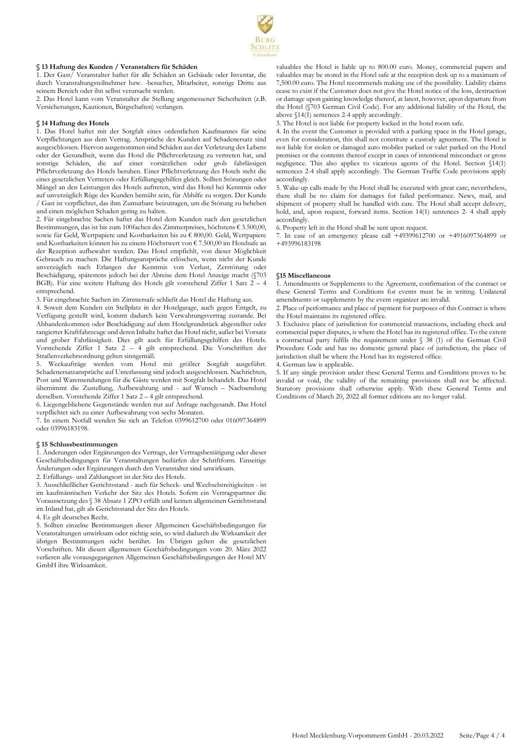## § 13 Haftung des Kunden / Veranstalters für Schäden

1. Der Gast/ Veranstalter haftet für alle Schäden an Gebäude oder Inventar, die durch Veranstaltungsteilnehmer bzw. -besucher, Mitarbeiter, sonstige Dritte aus seinem Bereich oder ihn selbst verursacht werden.
2. Das Hotel kann vom Veranstalter die Stellung angemessener Sicherheiten (z.B. Versicherungen, Kautionen, Bürgschaften) verlangen.

## § 14 Haftung des Hotels

1. Das Hotel haftet mit der Sorgfalt eines ordentlichen Kaufmannes für seine Verpflichtungen aus dem Vertrag. Ansprüche des Kunden auf Schadenersatz sind ausgeschlossen. Hiervon ausgenommen sind Schäden aus der Verletzung des Lebens oder der Gesundheit, wenn das Hotel die Pflichtverletzung zu vertreten hat, und sonstige Schäden, die auf einer vorsätzlichen oder grob fahrlässigen Pflichtverletzung des Hotels beruhen. Einer Pflichtverletzung des Hotels steht die eines gesetzlichen Vertreters oder Erfüllungsgehilfen gleich. Sollten Störungen oder Mängel an den Leistungen des Hotels auftreten, wird das Hotel bei Kenntnis oder auf unverzüglich Rüge des Kunden bemüht sein, für Abhilfe zu sorgen. Der Kunde / Gast ist verpflichtet, das ihm Zumutbare beizutragen, um die Störung zu beheben und einen möglichen Schaden gering zu halten.
2. Für eingebrachte Sachen haftet das Hotel dem Kunden nach den gesetzlichen Bestimmungen, das ist bis zum 100fachen des Zimmerpreises, höchstens € 3.500,00, sowie für Geld, Wertpapiere und Kostbarkeiten bis zu € 800,00. Geld, Wertpapiere und Kostbarkeiten können bis zu einem Höchstwert von € 7.500,00 im Hotelsafe an der Rezeption aufbewahrt werden. Das Hotel empfiehlt, von dieser Möglichkeit Gebrauch zu machen. Die Haftungsansprüche erlöschen, wenn nicht der Kunde unverzüglich nach Erlangen der Kenntnis von Verlust, Zerstörung oder Beschädigung, spätestens jedoch bei der Abreise dem Hotel Anzeige macht (§703 BGB). Für eine weitere Haftung des Hotels gilt vorstehend Ziffer 1 Satz 2 – 4 entsprechend.
3. Für eingebrachte Sachen im Zimmersafe schließt das Hotel die Haftung aus.
4. Soweit dem Kunden ein Stellplatz in der Hotelgarage, auch gegen Entgelt, zu Verfügung gestellt wird, kommt dadurch kein Verwahrungsvertrag zustande. Bei Abhandenkommen oder Beschädigung auf dem Hotelgrundstück abgestellter oder rangierter Kraftfahrzeuge und deren Inhalte haftet das Hotel nicht, außer bei Vorsatz und grober Fahrlässigkeit. Dies gilt auch für Erfüllungsgehilfen des Hotels. Vorstehende Ziffer 1 Satz 2 – 4 gilt entsprechend. Die Vorschriften der Straßenverkehrsordnung gelten sinngemäß.
5. Weckaufträge werden vom Hotel mit größter Sorgfalt ausgeführt. Schadenersatzansprüche auf Unterlassung sind jedoch ausgeschlossen. Nachrichten, Post und Warensendungen für die Gäste werden mit Sorgfalt behandelt. Das Hotel übernimmt die Zustellung, Aufbewahrung und - auf Wunsch – Nachsendung derselben. Vorstehende Ziffer 1 Satz 2 – 4 gilt entsprechend.
6. Liegengebliebene Gegenstände werden nur auf Anfrage nachgesandt. Das Hotel verpflichtet sich zu einer Aufbewahrung von sechs Monaten.
7. In einem Notfall wenden Sie sich an Telefon 0399612700 oder 016097364899 oder 03996183198.

## § 15 Schlussbestimmungen

1. Änderungen oder Ergänzungen des Vertrags, der Vertragsbestätigung oder dieser Geschäftsbedingungen für Veranstaltungen bedürfen der Schriftform. Einseitige Änderungen oder Ergänzungen durch den Veranstalter sind unwirksam.
2. Erfüllungs- und Zahlungsort ist der Sitz des Hotels.
3. Ausschließlicher Gerichtsstand - auch für Scheck- und Wechselstreitigkeiten - ist im kaufmännischen Verkehr der Sitz des Hotels. Sofern ein Vertragspartner die Voraussetzung des § 38 Absatz 1 ZPO erfüllt und keinen allgemeinen Gerichtsstand im Inland hat, gilt als Gerichtsstand der Sitz des Hotels.
4. Es gilt deutsches Recht.
5. Sollten einzelne Bestimmungen dieser Allgemeinen Geschäftsbedingungen für Veranstaltungen unwirksam oder nichtig sein, so wird dadurch die Wirksamkeit der übrigen Bestimmungen nicht berührt. Im Übrigen gelten die gesetzlichen Vorschriften. Mit diesen allgemeinen Geschäftsbedingungen vom 20. März 2022 verlieren alle vorausgegangenen Allgemeinen Geschäftsbedingungen der Hotel MV GmbH ihre Wirksamkeit.

valuables the Hotel is liable up to 800.00 euro. Money, commercial papers and valuables may be stored in the Hotel safe at the reception desk up to a maximum of 7,500.00 euro. The Hotel recommends making use of the possibility. Liability claims cease to exist if the Customer does not give the Hotel notice of the loss, destruction or damage upon gaining knowledge thereof, at latest, however, upon departure from the Hotel (§703 German Civil Code). For any additional liability of the Hotel, the above §14(1) sentences 2-4 apply accordingly.

3. The Hotel is not liable for property locked in the hotel room safe.
4. In the event the Customer is provided with a parking space in the Hotel garage, even for consideration, this shall not constitute a custody agreement. The Hotel is not liable for stolen or damaged auto mobiles parked or valet parked on the Hotel premises or the contents thereof except in cases of intentional misconduct or gross negligence. This also applies to vicarious agents of the Hotel. Section §14(1) sentences 2-4 shall apply accordingly. The German Traffic Code provisions apply accordingly.
5. Wake-up calls made by the Hotel shall be executed with great care; nevertheless, there shall be no claim for damages for failed performance. News, mail, and shipment of property shall be handled with care. The Hotel shall accept delivery, hold, and, upon request, forward items. Section 14(1) sentences 2- 4 shall apply accordingly.
6. Property left in the Hotel shall be sent upon request.
7. In case of an emergency please call +49399612700 or +4916097364899 or +493996183198

## §15 Miscellaneous

1. Amendments or Supplements to the Agreement, confirmation of the contract or these General Terms and Conditions for events must be in writing. Unilateral amendments or supplements by the event organizer are invalid.
2. Place of performance and place of payment for purposes of this Contract is where the Hotel maintains its registered office.
3. Exclusive place of jurisdiction for commercial transactions, including check and commercial paper disputes, is where the Hotel has its registered office. To the extent a contractual party fulfils the requirement under § 38 (1) of the German Civil Procedure Code and has no domestic general place of jurisdiction, the place of jurisdiction shall be where the Hotel has its registered office.
4. German law is applicable.
5. If any single provision under these General Terms and Conditions proves to be invalid or void, the validity of the remaining provisions shall not be affected. Statutory provisions shall otherwise apply. With these General Terms and Conditions of March 20, 2022 all former editions are no longer valid.